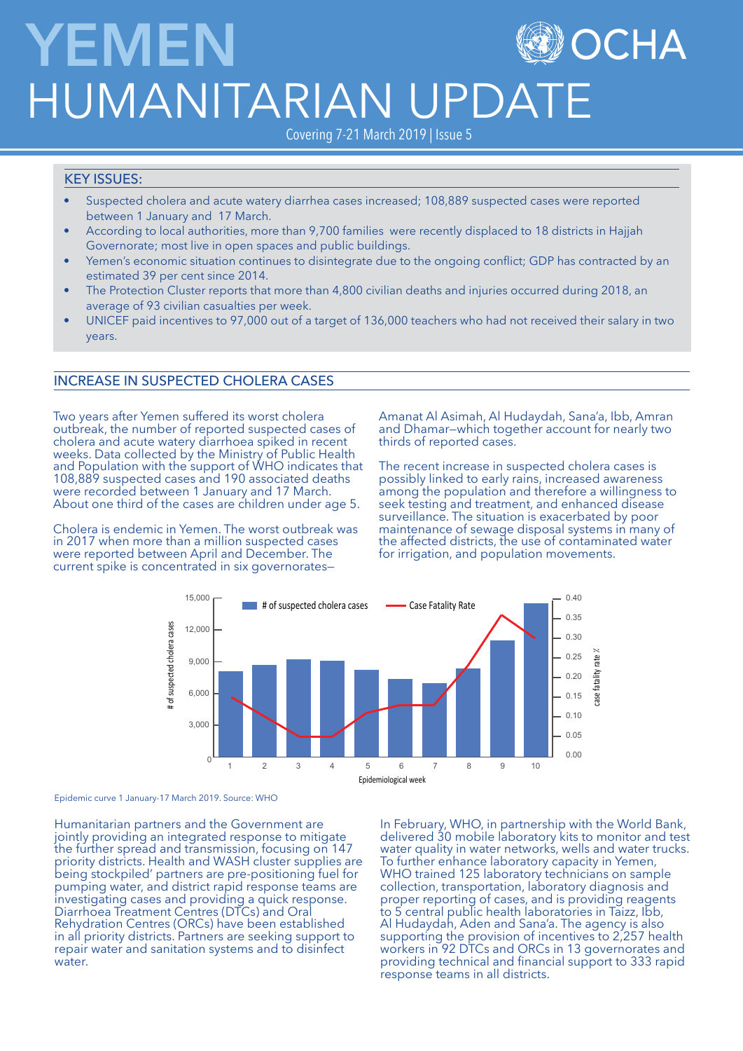# YEMEN HUMANITARIAN UPDATE

Covering 7-21 March 2019 | Issue 5

## KEY ISSUES:

- Suspected cholera and acute watery diarrhea cases increased; 108,889 suspected cases were reported between 1 January and 17 March.
- According to local authorities, more than 9,700 families were recently displaced to 18 districts in Hajjah Governorate; most live in open spaces and public buildings.
- Yemen's economic situation continues to disintegrate due to the ongoing conflict; GDP has contracted by an estimated 39 per cent since 2014.
- The Protection Cluster reports that more than 4,800 civilian deaths and injuries occurred during 2018, an average of 93 civilian casualties per week.
- UNICEF paid incentives to 97,000 out of a target of 136,000 teachers who had not received their salary in two years.

## INCREASE IN SUSPECTED CHOLERA CASES

Two years after Yemen suffered its worst cholera outbreak, the number of reported suspected cases of cholera and acute watery diarrhoea spiked in recent weeks. Data collected by the Ministry of Public Health and Population with the support of WHO indicates that 108,889 suspected cases and 190 associated deaths were recorded between 1 January and 17 March. About one third of the cases are children under age 5.

Cholera is endemic in Yemen. The worst outbreak was in 2017 when more than a million suspected cases were reported between April and December. The current spike is concentrated in six governorates—Amanat Al Asimah, Al Hudaydah, Sana'a, Ibb, Amran and Dhamar—which together account for nearly two thirds of reported cases.

The recent increase in suspected cholera cases is possibly linked to early rains, increased awareness among the population and therefore a willingness to seek testing and treatment, and enhanced disease surveillance. The situation is exacerbated by poor maintenance of sewage disposal systems in many of the affected districts, the use of contaminated water for irrigation, and population movements.

Epidemic curve 1 January-17 March 2019. Source: WHO

Humanitarian partners and the Government are jointly providing an integrated response to mitigate the further spread and transmission, focusing on 147 priority districts. Health and WASH cluster supplies are being stockpiled' partners are pre-positioning fuel for pumping water, and district rapid response teams are investigating cases and providing a quick response. Diarrhoea Treatment Centres (DTCs) and Oral Rehydration Centres (ORCs) have been established in all priority districts. Partners are seeking support to repair water and sanitation systems and to disinfect water.

In February, WHO, in partnership with the World Bank, delivered 30 mobile laboratory kits to monitor and test water quality in water networks, wells and water trucks. To further enhance laboratory capacity in Yemen, WHO trained 125 laboratory technicians on sample collection, transportation, laboratory diagnosis and proper reporting of cases, and is providing reagents to 5 central public health laboratories in Taizz, Ibb, Al Hudaydah, Aden and Sana'a. The agency is also supporting the provision of incentives to 2,257 health workers in 92 DTCs and ORCs in 13 governorates and providing technical and financial support to 333 rapid response teams in all districts.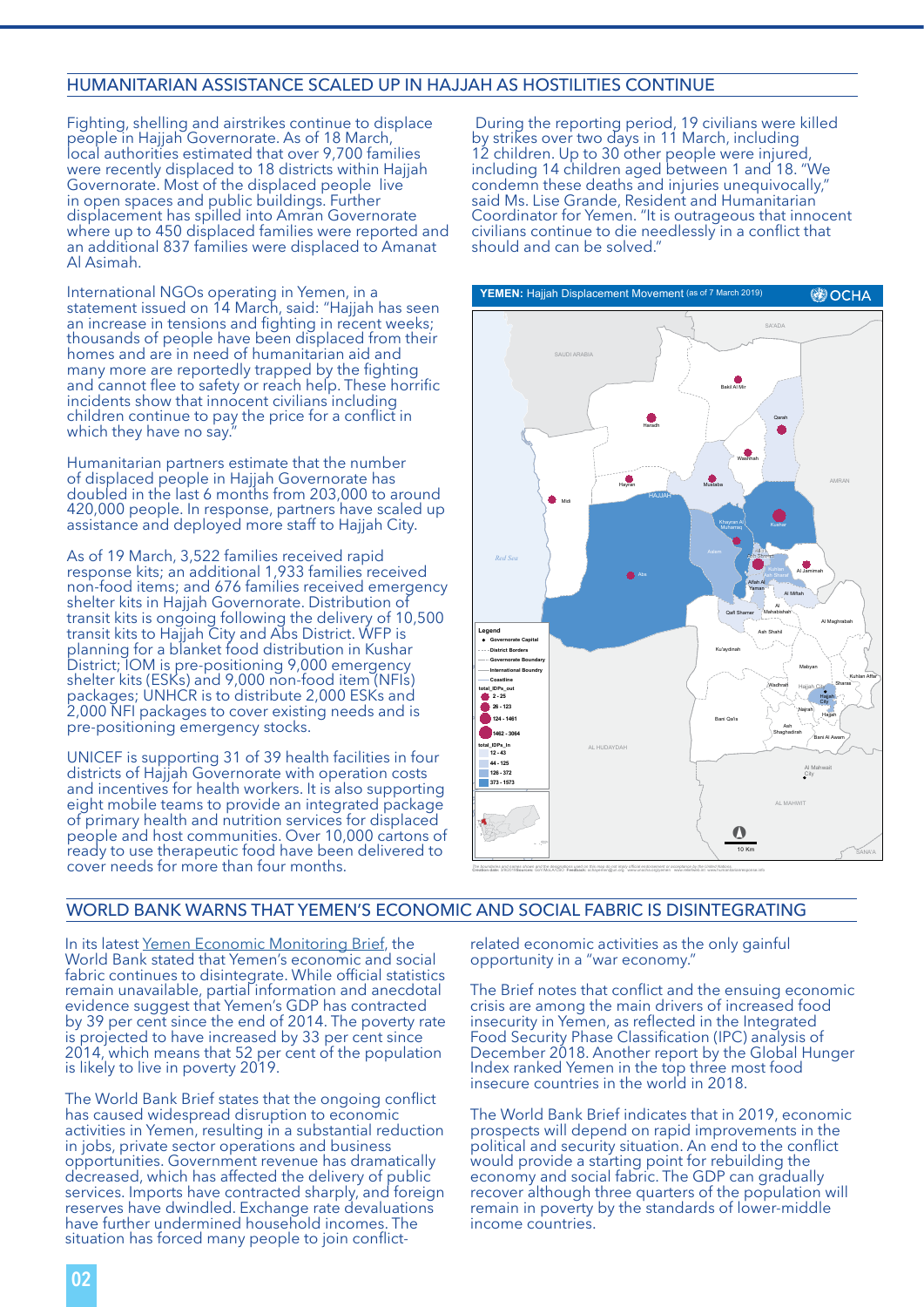## HUMANITARIAN ASSISTANCE SCALED UP IN HAJJAH AS HOSTILITIES CONTINUE

Fighting, shelling and airstrikes continue to displace people in Hajjah Governorate. As of 18 March, local authorities estimated that over 9,700 families were recently displaced to 18 districts within Hajjah Governorate. Most of the displaced people live in open spaces and public buildings. Further displacement has spilled into Amran Governorate where up to 450 displaced families were reported and an additional 837 families were displaced to Amanat Al Asimah.

International NGOs operating in Yemen, in a statement issued on 14 March, said: "Hajjah has seen an increase in tensions and fighting in recent weeks; thousands of people have been displaced from their homes and are in need of humanitarian aid and many more are reportedly trapped by the fighting and cannot flee to safety or reach help. These horrific incidents show that innocent civilians including children continue to pay the price for a conflict in which they have no say."

Humanitarian partners estimate that the number of displaced people in Hajjah Governorate has doubled in the last 6 months from 203,000 to around 420,000 people. In response, partners have scaled up assistance and deployed more staff to Hajjah City.

As of 19 March, 3,522 families received rapid response kits; an additional 1,933 families received non-food items; and 676 families received emergency shelter kits in Hajjah Governorate. Distribution of transit kits is ongoing following the delivery of 10,500 transit kits to Hajjah City and Abs District. WFP is planning for a blanket food distribution in Kushar District; IOM is pre-positioning 9,000 emergency shelter kits (ESKs) and 9,000 non-food item (NFIs) packages; UNHCR is to distribute 2,000 ESKs and 2,000 NFI packages to cover existing needs and is pre-positioning emergency stocks.

UNICEF is supporting 31 of 39 health facilities in four districts of Hajjah Governorate with operation costs and incentives for health workers. It is also supporting eight mobile teams to provide an integrated package of primary health and nutrition services for displaced people and host communities. Over 10,000 cartons of ready to use therapeutic food have been delivered to cover needs for more than four months.

During the reporting period, 19 civilians were killed by strikes over two days in 11 March, including 12 children. Up to 30 other people were injured, including 14 children aged between 1 and 18. "We condemn these deaths and injuries unequivocally," said Ms. Lise Grande, Resident and Humanitarian Coordinator for Yemen. "It is outrageous that innocent civilians continue to die needlessly in a conflict that should and can be solved."

**YEMEN:** Hajjah Displacement Movement (as of 7 March 2019) — OCHA

## WORLD BANK WARNS THAT YEMEN'S ECONOMIC AND SOCIAL FABRIC IS DISINTEGRATING

In its latest Yemen Economic Monitoring Brief, the World Bank stated that Yemen's economic and social fabric continues to disintegrate. While official statistics remain unavailable, partial information and anecdotal evidence suggest that Yemen's GDP has contracted by 39 per cent since the end of 2014. The poverty rate is projected to have increased by 33 per cent since 2014, which means that 52 per cent of the population is likely to live in poverty 2019.

The World Bank Brief states that the ongoing conflict has caused widespread disruption to economic activities in Yemen, resulting in a substantial reduction in jobs, private sector operations and business opportunities. Government revenue has dramatically decreased, which has affected the delivery of public services. Imports have contracted sharply, and foreign reserves have dwindled. Exchange rate devaluations have further undermined household incomes. The situation has forced many people to join conflict-related economic activities as the only gainful opportunity in a "war economy."

The Brief notes that conflict and the ensuing economic crisis are among the main drivers of increased food insecurity in Yemen, as reflected in the Integrated Food Security Phase Classification (IPC) analysis of December 2018. Another report by the Global Hunger Index ranked Yemen in the top three most food insecure countries in the world in 2018.

The World Bank Brief indicates that in 2019, economic prospects will depend on rapid improvements in the political and security situation. An end to the conflict would provide a starting point for rebuilding the economy and social fabric. The GDP can gradually recover although three quarters of the population will remain in poverty by the standards of lower-middle income countries.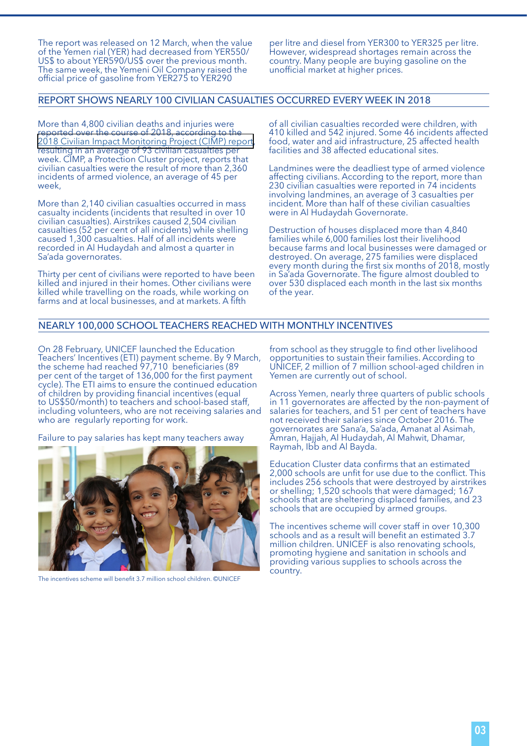The report was released on 12 March, when the value of the Yemen rial (YER) had decreased from YER550/US$ to about YER590/US$ over the previous month. The same week, the Yemeni Oil Company raised the official price of gasoline from YER275 to YER290 per litre and diesel from YER300 to YER325 per litre. However, widespread shortages remain across the country. Many people are buying gasoline on the unofficial market at higher prices.

## REPORT SHOWS NEARLY 100 CIVILIAN CASUALTIES OCCURRED EVERY WEEK IN 2018

More than 4,800 civilian deaths and injuries were reported over the course of 2018, according to the 2018 Civilian Impact Monitoring Project (CIMP) report resulting in an average of 93 civilian casualties per week. CIMP, a Protection Cluster project, reports that civilian casualties were the result of more than 2,360 incidents of armed violence, an average of 45 per week,

More than 2,140 civilian casualties occurred in mass casualty incidents (incidents that resulted in over 10 civilian casualties). Airstrikes caused 2,504 civilian casualties (52 per cent of all incidents) while shelling caused 1,300 casualties. Half of all incidents were recorded in Al Hudaydah and almost a quarter in Sa'ada governorates.

Thirty per cent of civilians were reported to have been killed and injured in their homes. Other civilians were killed while travelling on the roads, while working on farms and at local businesses, and at markets. A fifth of all civilian casualties recorded were children, with 410 killed and 542 injured. Some 46 incidents affected food, water and aid infrastructure, 25 affected health facilities and 38 affected educational sites.

Landmines were the deadliest type of armed violence affecting civilians. According to the report, more than 230 civilian casualties were reported in 74 incidents involving landmines, an average of 3 casualties per incident. More than half of these civilian casualties were in Al Hudaydah Governorate.

Destruction of houses displaced more than 4,840 families while 6,000 families lost their livelihood because farms and local businesses were damaged or destroyed. On average, 275 families were displaced every month during the first six months of 2018, mostly in Sa'ada Governorate. The figure almost doubled to over 530 displaced each month in the last six months of the year.

## NEARLY 100,000 SCHOOL TEACHERS REACHED WITH MONTHLY INCENTIVES

On 28 February, UNICEF launched the Education Teachers' Incentives (ETI) payment scheme. By 9 March, the scheme had reached 97,710 beneficiaries (89 per cent of the target of 136,000 for the first payment cycle). The ETI aims to ensure the continued education of children by providing financial incentives (equal to US$50/month) to teachers and school-based staff, including volunteers, who are not receiving salaries and who are regularly reporting for work.

Failure to pay salaries has kept many teachers away from school as they struggle to find other livelihood opportunities to sustain their families. According to UNICEF, 2 million of 7 million school-aged children in Yemen are currently out of school.

The incentives scheme will benefit 3.7 million school children. ©UNICEF

Across Yemen, nearly three quarters of public schools in 11 governorates are affected by the non-payment of salaries for teachers, and 51 per cent of teachers have not received their salaries since October 2016. The governorates are Sana'a, Sa'ada, Amanat al Asimah, Amran, Hajjah, Al Hudaydah, Al Mahwit, Dhamar, Raymah, Ibb and Al Bayda.

Education Cluster data confirms that an estimated 2,000 schools are unfit for use due to the conflict. This includes 256 schools that were destroyed by airstrikes or shelling; 1,520 schools that were damaged; 167 schools that are sheltering displaced families, and 23 schools that are occupied by armed groups.

The incentives scheme will cover staff in over 10,300 schools and as a result will benefit an estimated 3.7 million children. UNICEF is also renovating schools, promoting hygiene and sanitation in schools and providing various supplies to schools across the country.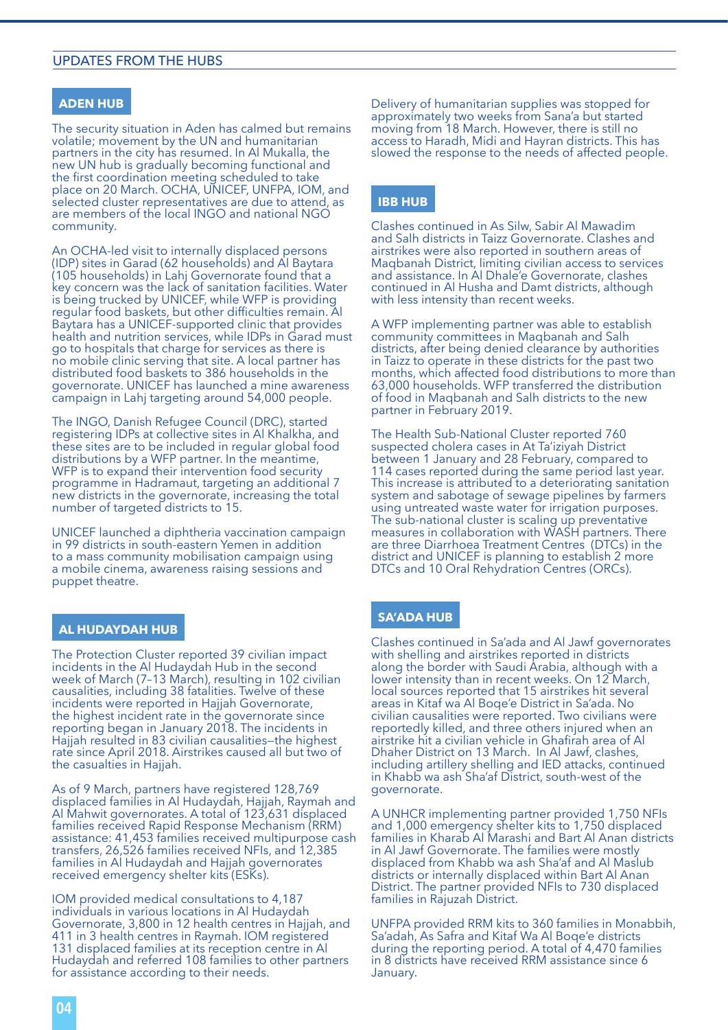## UPDATES FROM THE HUBS

### ADEN HUB

The security situation in Aden has calmed but remains volatile; movement by the UN and humanitarian partners in the city has resumed. In Al Mukalla, the new UN hub is gradually becoming functional and the first coordination meeting scheduled to take place on 20 March. OCHA, UNICEF, UNFPA, IOM, and selected cluster representatives are due to attend, as are members of the local INGO and national NGO community.

An OCHA-led visit to internally displaced persons (IDP) sites in Garad (62 households) and Al Baytara (105 households) in Lahj Governorate found that a key concern was the lack of sanitation facilities. Water is being trucked by UNICEF, while WFP is providing regular food baskets, but other difficulties remain. Al Baytara has a UNICEF-supported clinic that provides health and nutrition services, while IDPs in Garad must go to hospitals that charge for services as there is no mobile clinic serving that site. A local partner has distributed food baskets to 386 households in the governorate. UNICEF has launched a mine awareness campaign in Lahj targeting around 54,000 people.

The INGO, Danish Refugee Council (DRC), started registering IDPs at collective sites in Al Khalkha, and these sites are to be included in regular global food distributions by a WFP partner. In the meantime, WFP is to expand their intervention food security programme in Hadramaut, targeting an additional 7 new districts in the governorate, increasing the total number of targeted districts to 15.

UNICEF launched a diphtheria vaccination campaign in 99 districts in south-eastern Yemen in addition to a mass community mobilisation campaign using a mobile cinema, awareness raising sessions and puppet theatre.

### AL HUDAYDAH HUB

The Protection Cluster reported 39 civilian impact incidents in the Al Hudaydah Hub in the second week of March (7–13 March), resulting in 102 civilian causalities, including 38 fatalities. Twelve of these incidents were reported in Hajjah Governorate, the highest incident rate in the governorate since reporting began in January 2018. The incidents in Hajjah resulted in 83 civilian causalities—the highest rate since April 2018. Airstrikes caused all but two of the casualties in Hajjah.

As of 9 March, partners have registered 128,769 displaced families in Al Hudaydah, Hajjah, Raymah and Al Mahwit governorates. A total of 123,631 displaced families received Rapid Response Mechanism (RRM) assistance: 41,453 families received multipurpose cash transfers, 26,526 families received NFIs, and 12,385 families in Al Hudaydah and Hajjah governorates received emergency shelter kits (ESKs).

IOM provided medical consultations to 4,187 individuals in various locations in Al Hudaydah Governorate, 3,800 in 12 health centres in Hajjah, and 411 in 3 health centres in Raymah. IOM registered 131 displaced families at its reception centre in Al Hudaydah and referred 108 families to other partners for assistance according to their needs.

Delivery of humanitarian supplies was stopped for approximately two weeks from Sana'a but started moving from 18 March. However, there is still no access to Haradh, Midi and Hayran districts. This has slowed the response to the needs of affected people.

### IBB HUB

Clashes continued in As Silw, Sabir Al Mawadim and Salh districts in Taizz Governorate. Clashes and airstrikes were also reported in southern areas of Maqbanah District, limiting civilian access to services and assistance. In Al Dhale'e Governorate, clashes continued in Al Husha and Damt districts, although with less intensity than recent weeks.

A WFP implementing partner was able to establish community committees in Maqbanah and Salh districts, after being denied clearance by authorities in Taizz to operate in these districts for the past two months, which affected food distributions to more than 63,000 households. WFP transferred the distribution of food in Maqbanah and Salh districts to the new partner in February 2019.

The Health Sub-National Cluster reported 760 suspected cholera cases in At Ta'iziyah District between 1 January and 28 February, compared to 114 cases reported during the same period last year. This increase is attributed to a deteriorating sanitation system and sabotage of sewage pipelines by farmers using untreated waste water for irrigation purposes. The sub-national cluster is scaling up preventative measures in collaboration with WASH partners. There are three Diarrhoea Treatment Centres (DTCs) in the district and UNICEF is planning to establish 2 more DTCs and 10 Oral Rehydration Centres (ORCs).

### SA'ADA HUB

Clashes continued in Sa'ada and Al Jawf governorates with shelling and airstrikes reported in districts along the border with Saudi Arabia, although with a lower intensity than in recent weeks. On 12 March, local sources reported that 15 airstrikes hit several areas in Kitaf wa Al Boqe'e District in Sa'ada. No civilian causalities were reported. Two civilians were reportedly killed, and three others injured when an airstrike hit a civilian vehicle in Ghafirah area of Al Dhaher District on 13 March. In Al Jawf, clashes, including artillery shelling and IED attacks, continued in Khabb wa ash Sha'af District, south-west of the governorate.

A UNHCR implementing partner provided 1,750 NFIs and 1,000 emergency shelter kits to 1,750 displaced families in Kharab Al Marashi and Bart Al Anan districts in Al Jawf Governorate. The families were mostly displaced from Khabb wa ash Sha'af and Al Maslub districts or internally displaced within Bart Al Anan District. The partner provided NFIs to 730 displaced families in Rajuzah District.

UNFPA provided RRM kits to 360 families in Monabbih, Sa'adah, As Safra and Kitaf Wa Al Boqe'e districts during the reporting period. A total of 4,470 families in 8 districts have received RRM assistance since 6 January.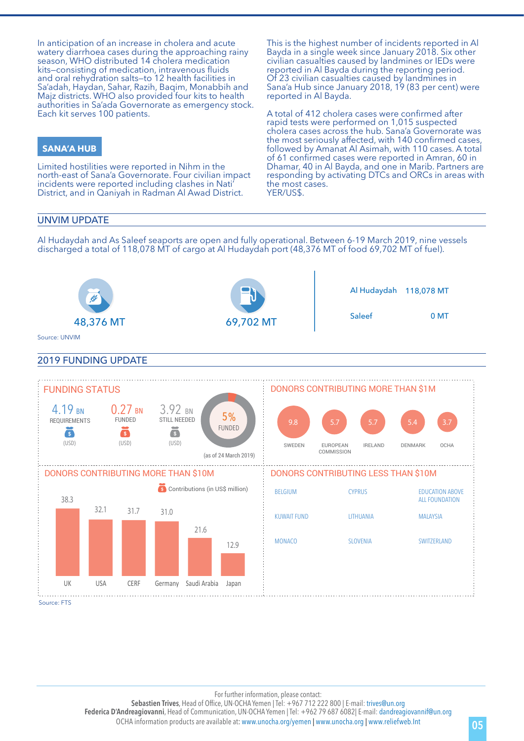In anticipation of an increase in cholera and acute watery diarrhoea cases during the approaching rainy season, WHO distributed 14 cholera medication kits–consisting of medication, intravenous fluids and oral rehydration salts–to 12 health facilities in Sa'adah, Haydan, Sahar, Razih, Baqim, Monabbih and Majz districts. WHO also provided four kits to health authorities in Sa'ada Governorate as emergency stock. Each kit serves 100 patients.

## SANA'A HUB

Limited hostilities were reported in Nihm in the north-east of Sana'a Governorate. Four civilian impact incidents were reported including clashes in Nati' District, and in Qaniyah in Radman Al Awad District.

This is the highest number of incidents reported in Al Bayda in a single week since January 2018. Six other civilian casualties caused by landmines or IEDs were reported in Al Bayda during the reporting period. Of 23 civilian casualties caused by landmines in Sana'a Hub since January 2018, 19 (83 per cent) were reported in Al Bayda.

A total of 412 cholera cases were confirmed after rapid tests were performed on 1,015 suspected cholera cases across the hub. Sana'a Governorate was the most seriously affected, with 140 confirmed cases, followed by Amanat Al Asimah, with 110 cases. A total of 61 confirmed cases were reported in Amran, 60 in Dhamar, 40 in Al Bayda, and one in Marib. Partners are responding by activating DTCs and ORCs in areas with the most cases. YER/US$.

## UNVIM UPDATE

Al Hudaydah and As Saleef seaports are open and fully operational. Between 6-19 March 2019, nine vessels discharged a total of 118,078 MT of cargo at Al Hudaydah port (48,376 MT of food 69,702 MT of fuel).

48,376 MT

69,702 MT

Al Hudaydah 118,078 MT

Saleef 0 MT

Source: UNVIM

## 2019 FUNDING UPDATE

### FUNDING STATUS

4.19 BN REQUIREMENTS (USD)

0.27 BN FUNDED (USD)

3.92 BN STILL NEEDED (USD)

5% FUNDED

(as of 24 March 2019)

### DONORS CONTRIBUTING MORE THAN $1M

9.8 SWEDEN
5.7 EUROPEAN COMMISSION
5.7 IRELAND
5.4 DENMARK
3.7 OCHA

### DONORS CONTRIBUTING MORE THAN $10M

Contributions (in US$ million)

38.3 UK
32.1 USA
31.7 CERF
31.0 Germany
21.6 Saudi Arabia
12.9 Japan

### DONORS CONTRIBUTING LESS THAN $10M

BELGIUM
CYPRUS
EDUCATION ABOVE ALL FOUNDATION
KUWAIT FUND
LITHUANIA
MALAYSIA
MONACO
SLOVENIA
SWITZERLAND

Source: FTS

For further information, please contact:
**Sebastien Trives**, Head of Office, UN-OCHA Yemen | Tel: +967 712 222 800 | E-mail: trives@un.org
**Federica D'Andreagiovanni**, Head of Communication, UN-OCHA Yemen | Tel: +962 79 687 6082| E-mail: dandreagiovannif@un.org
OCHA information products are available at: www.unocha.org/yemen | www.unocha.org | www.reliefweb.Int